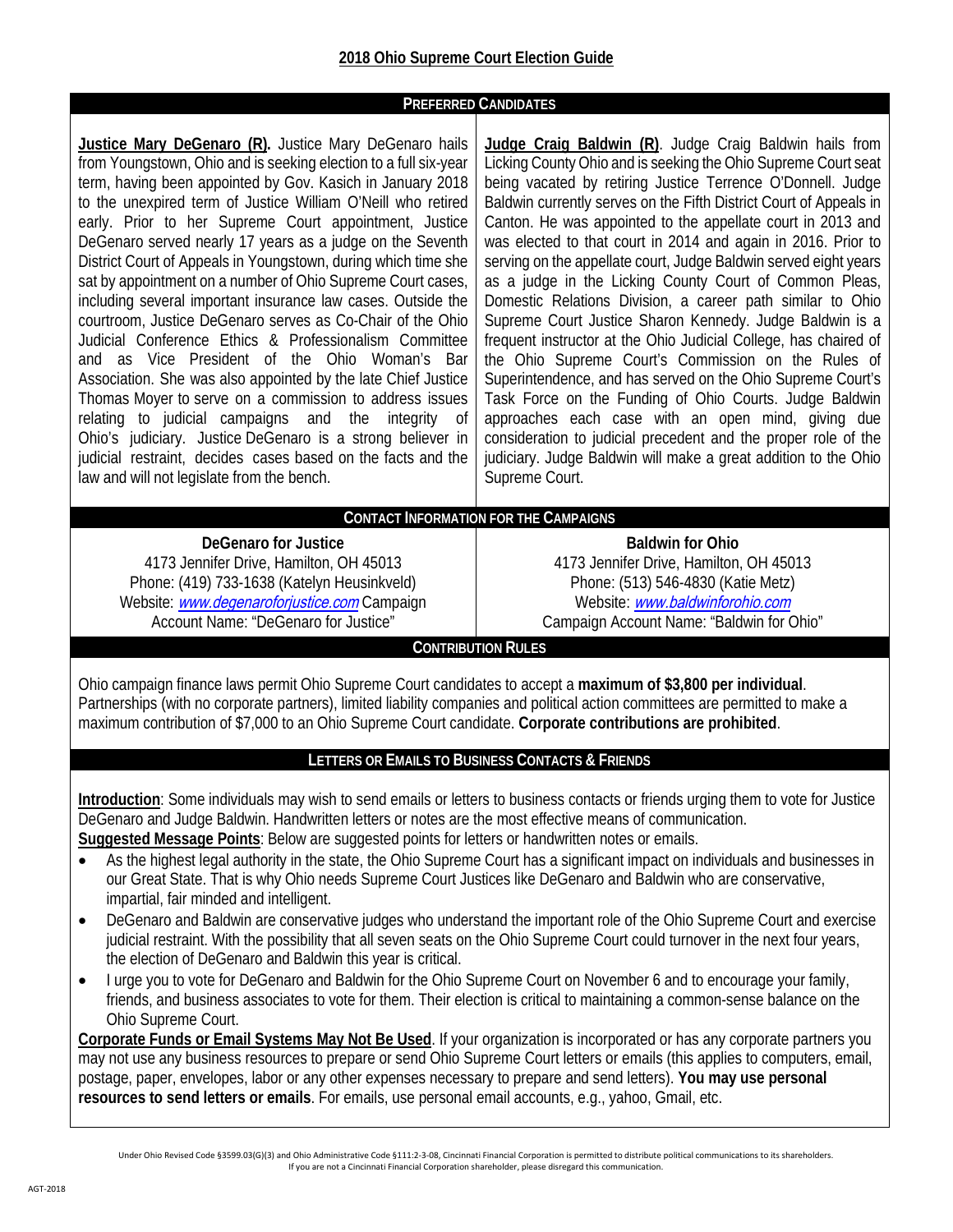# 2018 Ohio Supreme Court Election Guide

## PREFERRED CANDIDATES

**Justice Mary DeGenaro (R).** Justice Mary DeGenaro hails from Youngstown, Ohio and is seeking election to a full six-year term, having been appointed by Gov. Kasich in January 2018 to the unexpired term of Justice William O'Neill who retired early. Prior to her Supreme Court appointment, Justice DeGenaro served nearly 17 years as a judge on the Seventh District Court of Appeals in Youngstown, during which time she sat by appointment on a number of Ohio Supreme Court cases, including several important insurance law cases. Outside the courtroom, Justice DeGenaro serves as Co-Chair of the Ohio Judicial Conference Ethics & Professionalism Committee and as Vice President of the Ohio Woman's Bar Association. She was also appointed by the late Chief Justice Thomas Moyer to serve on a commission to address issues relating to judicial campaigns and the integrity of Ohio's judiciary. Justice DeGenaro is a strong believer in judicial restraint, decides cases based on the facts and the law and will not legislate from the bench.

**Judge Craig Baldwin (R)**. Judge Craig Baldwin hails from Licking County Ohio and is seeking the Ohio Supreme Court seat being vacated by retiring Justice Terrence O'Donnell. Judge Baldwin currently serves on the Fifth District Court of Appeals in Canton. He was appointed to the appellate court in 2013 and was elected to that court in 2014 and again in 2016. Prior to serving on the appellate court, Judge Baldwin served eight years as a judge in the Licking County Court of Common Pleas, Domestic Relations Division, a career path similar to Ohio Supreme Court Justice Sharon Kennedy. Judge Baldwin is a frequent instructor at the Ohio Judicial College, has chaired of the Ohio Supreme Court's Commission on the Rules of Superintendence, and has served on the Ohio Supreme Court's Task Force on the Funding of Ohio Courts. Judge Baldwin approaches each case with an open mind, giving due consideration to judicial precedent and the proper role of the judiciary. Judge Baldwin will make a great addition to the Ohio Supreme Court.

## CONTACT INFORMATION FOR THE CAMPAIGNS

**DeGenaro for Justice**
4173 Jennifer Drive, Hamilton, OH 45013
Phone: (419) 733-1638 (Katelyn Heusinkveld)
Website: *www.degenaroforjustice.com* Campaign Account Name: "DeGenaro for Justice"

**Baldwin for Ohio**
4173 Jennifer Drive, Hamilton, OH 45013
Phone: (513) 546-4830 (Katie Metz)
Website: *www.baldwinforohio.com*
Campaign Account Name: "Baldwin for Ohio"

## CONTRIBUTION RULES

Ohio campaign finance laws permit Ohio Supreme Court candidates to accept a **maximum of $3,800 per individual**. Partnerships (with no corporate partners), limited liability companies and political action committees are permitted to make a maximum contribution of $7,000 to an Ohio Supreme Court candidate. **Corporate contributions are prohibited**.

## LETTERS OR EMAILS TO BUSINESS CONTACTS & FRIENDS

**Introduction**: Some individuals may wish to send emails or letters to business contacts or friends urging them to vote for Justice DeGenaro and Judge Baldwin. Handwritten letters or notes are the most effective means of communication.

**Suggested Message Points**: Below are suggested points for letters or handwritten notes or emails.

- As the highest legal authority in the state, the Ohio Supreme Court has a significant impact on individuals and businesses in our Great State. That is why Ohio needs Supreme Court Justices like DeGenaro and Baldwin who are conservative, impartial, fair minded and intelligent.
- DeGenaro and Baldwin are conservative judges who understand the important role of the Ohio Supreme Court and exercise judicial restraint. With the possibility that all seven seats on the Ohio Supreme Court could turnover in the next four years, the election of DeGenaro and Baldwin this year is critical.
- I urge you to vote for DeGenaro and Baldwin for the Ohio Supreme Court on November 6 and to encourage your family, friends, and business associates to vote for them. Their election is critical to maintaining a common-sense balance on the Ohio Supreme Court.

**Corporate Funds or Email Systems May Not Be Used**. If your organization is incorporated or has any corporate partners you may not use any business resources to prepare or send Ohio Supreme Court letters or emails (this applies to computers, email, postage, paper, envelopes, labor or any other expenses necessary to prepare and send letters). **You may use personal resources to send letters or emails**. For emails, use personal email accounts, e.g., yahoo, Gmail, etc.

Under Ohio Revised Code §3599.03(G)(3) and Ohio Administrative Code §111:2-3-08, Cincinnati Financial Corporation is permitted to distribute political communications to its shareholders. If you are not a Cincinnati Financial Corporation shareholder, please disregard this communication.

AGT-2018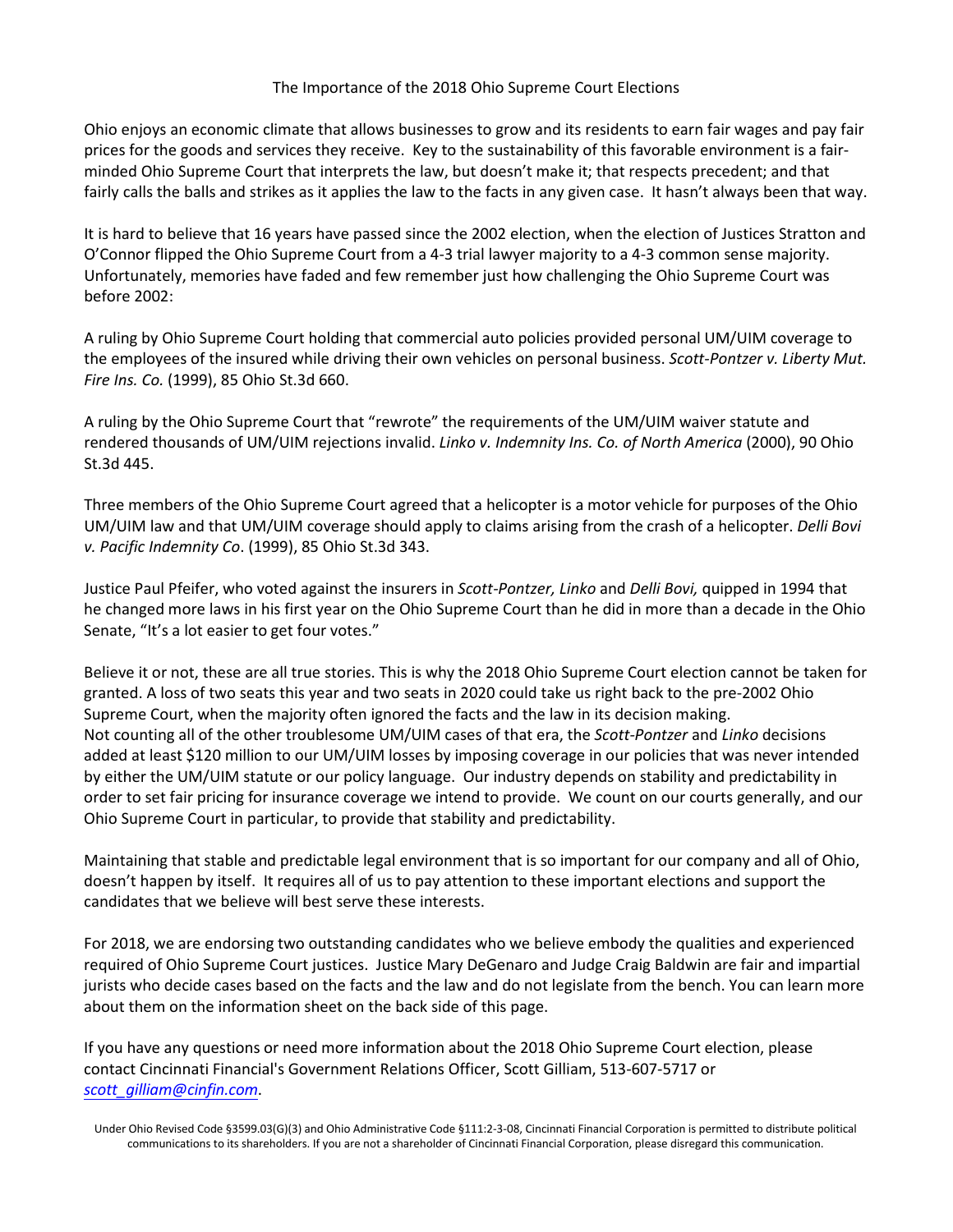# The Importance of the 2018 Ohio Supreme Court Elections

Ohio enjoys an economic climate that allows businesses to grow and its residents to earn fair wages and pay fair prices for the goods and services they receive. Key to the sustainability of this favorable environment is a fair-minded Ohio Supreme Court that interprets the law, but doesn't make it; that respects precedent; and that fairly calls the balls and strikes as it applies the law to the facts in any given case. It hasn't always been that way.

It is hard to believe that 16 years have passed since the 2002 election, when the election of Justices Stratton and O'Connor flipped the Ohio Supreme Court from a 4-3 trial lawyer majority to a 4-3 common sense majority. Unfortunately, memories have faded and few remember just how challenging the Ohio Supreme Court was before 2002:

A ruling by Ohio Supreme Court holding that commercial auto policies provided personal UM/UIM coverage to the employees of the insured while driving their own vehicles on personal business. *Scott-Pontzer v. Liberty Mut. Fire Ins. Co.* (1999), 85 Ohio St.3d 660.

A ruling by the Ohio Supreme Court that "rewrote" the requirements of the UM/UIM waiver statute and rendered thousands of UM/UIM rejections invalid. *Linko v. Indemnity Ins. Co. of North America* (2000), 90 Ohio St.3d 445.

Three members of the Ohio Supreme Court agreed that a helicopter is a motor vehicle for purposes of the Ohio UM/UIM law and that UM/UIM coverage should apply to claims arising from the crash of a helicopter. *Delli Bovi v. Pacific Indemnity Co*. (1999), 85 Ohio St.3d 343.

Justice Paul Pfeifer, who voted against the insurers in *Scott-Pontzer, Linko* and *Delli Bovi,* quipped in 1994 that he changed more laws in his first year on the Ohio Supreme Court than he did in more than a decade in the Ohio Senate, "It's a lot easier to get four votes."

Believe it or not, these are all true stories. This is why the 2018 Ohio Supreme Court election cannot be taken for granted. A loss of two seats this year and two seats in 2020 could take us right back to the pre-2002 Ohio Supreme Court, when the majority often ignored the facts and the law in its decision making.
Not counting all of the other troublesome UM/UIM cases of that era, the *Scott-Pontzer* and *Linko* decisions added at least $120 million to our UM/UIM losses by imposing coverage in our policies that was never intended by either the UM/UIM statute or our policy language. Our industry depends on stability and predictability in order to set fair pricing for insurance coverage we intend to provide. We count on our courts generally, and our Ohio Supreme Court in particular, to provide that stability and predictability.

Maintaining that stable and predictable legal environment that is so important for our company and all of Ohio, doesn't happen by itself. It requires all of us to pay attention to these important elections and support the candidates that we believe will best serve these interests.

For 2018, we are endorsing two outstanding candidates who we believe embody the qualities and experienced required of Ohio Supreme Court justices. Justice Mary DeGenaro and Judge Craig Baldwin are fair and impartial jurists who decide cases based on the facts and the law and do not legislate from the bench. You can learn more about them on the information sheet on the back side of this page.

If you have any questions or need more information about the 2018 Ohio Supreme Court election, please contact Cincinnati Financial's Government Relations Officer, Scott Gilliam, 513-607-5717 or scott_gilliam@cinfin.com.

Under Ohio Revised Code §3599.03(G)(3) and Ohio Administrative Code §111:2-3-08, Cincinnati Financial Corporation is permitted to distribute political communications to its shareholders. If you are not a shareholder of Cincinnati Financial Corporation, please disregard this communication.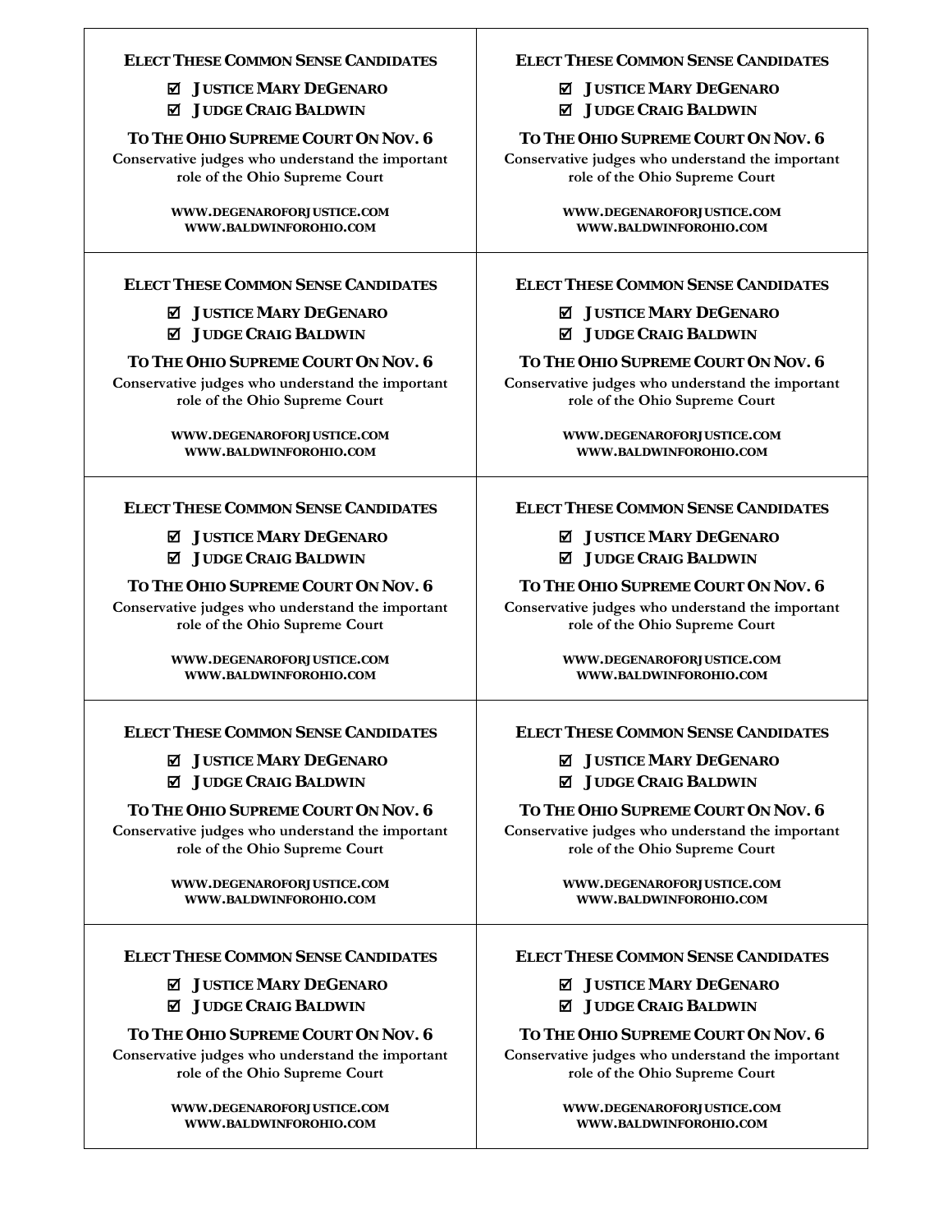**ELECT THESE COMMON SENSE CANDIDATES**

☑ **JUSTICE MARY DEGENARO**
☑ **JUDGE CRAIG BALDWIN**

**TO THE OHIO SUPREME COURT ON NOV. 6**

**Conservative judges who understand the important role of the Ohio Supreme Court**

**WWW.DEGENAROFORJUSTICE.COM**
**WWW.BALDWINFOROHIO.COM**

---

**ELECT THESE COMMON SENSE CANDIDATES**

☑ **JUSTICE MARY DEGENARO**
☑ **JUDGE CRAIG BALDWIN**

**TO THE OHIO SUPREME COURT ON NOV. 6**

**Conservative judges who understand the important role of the Ohio Supreme Court**

**WWW.DEGENAROFORJUSTICE.COM**
**WWW.BALDWINFOROHIO.COM**

---

**ELECT THESE COMMON SENSE CANDIDATES**

☑ **JUSTICE MARY DEGENARO**
☑ **JUDGE CRAIG BALDWIN**

**TO THE OHIO SUPREME COURT ON NOV. 6**

**Conservative judges who understand the important role of the Ohio Supreme Court**

**WWW.DEGENAROFORJUSTICE.COM**
**WWW.BALDWINFOROHIO.COM**

---

**ELECT THESE COMMON SENSE CANDIDATES**

☑ **JUSTICE MARY DEGENARO**
☑ **JUDGE CRAIG BALDWIN**

**TO THE OHIO SUPREME COURT ON NOV. 6**

**Conservative judges who understand the important role of the Ohio Supreme Court**

**WWW.DEGENAROFORJUSTICE.COM**
**WWW.BALDWINFOROHIO.COM**

---

**ELECT THESE COMMON SENSE CANDIDATES**

☑ **JUSTICE MARY DEGENARO**
☑ **JUDGE CRAIG BALDWIN**

**TO THE OHIO SUPREME COURT ON NOV. 6**

**Conservative judges who understand the important role of the Ohio Supreme Court**

**WWW.DEGENAROFORJUSTICE.COM**
**WWW.BALDWINFOROHIO.COM**

---

**ELECT THESE COMMON SENSE CANDIDATES**

☑ **JUSTICE MARY DEGENARO**
☑ **JUDGE CRAIG BALDWIN**

**TO THE OHIO SUPREME COURT ON NOV. 6**

**Conservative judges who understand the important role of the Ohio Supreme Court**

**WWW.DEGENAROFORJUSTICE.COM**
**WWW.BALDWINFOROHIO.COM**

---

**ELECT THESE COMMON SENSE CANDIDATES**

☑ **JUSTICE MARY DEGENARO**
☑ **JUDGE CRAIG BALDWIN**

**TO THE OHIO SUPREME COURT ON NOV. 6**

**Conservative judges who understand the important role of the Ohio Supreme Court**

**WWW.DEGENAROFORJUSTICE.COM**
**WWW.BALDWINFOROHIO.COM**

---

**ELECT THESE COMMON SENSE CANDIDATES**

☑ **JUSTICE MARY DEGENARO**
☑ **JUDGE CRAIG BALDWIN**

**TO THE OHIO SUPREME COURT ON NOV. 6**

**Conservative judges who understand the important role of the Ohio Supreme Court**

**WWW.DEGENAROFORJUSTICE.COM**
**WWW.BALDWINFOROHIO.COM**

---

**ELECT THESE COMMON SENSE CANDIDATES**

☑ **JUSTICE MARY DEGENARO**
☑ **JUDGE CRAIG BALDWIN**

**TO THE OHIO SUPREME COURT ON NOV. 6**

**Conservative judges who understand the important role of the Ohio Supreme Court**

**WWW.DEGENAROFORJUSTICE.COM**
**WWW.BALDWINFOROHIO.COM**

---

**ELECT THESE COMMON SENSE CANDIDATES**

☑ **JUSTICE MARY DEGENARO**
☑ **JUDGE CRAIG BALDWIN**

**TO THE OHIO SUPREME COURT ON NOV. 6**

**Conservative judges who understand the important role of the Ohio Supreme Court**

**WWW.DEGENAROFORJUSTICE.COM**
**WWW.BALDWINFOROHIO.COM**